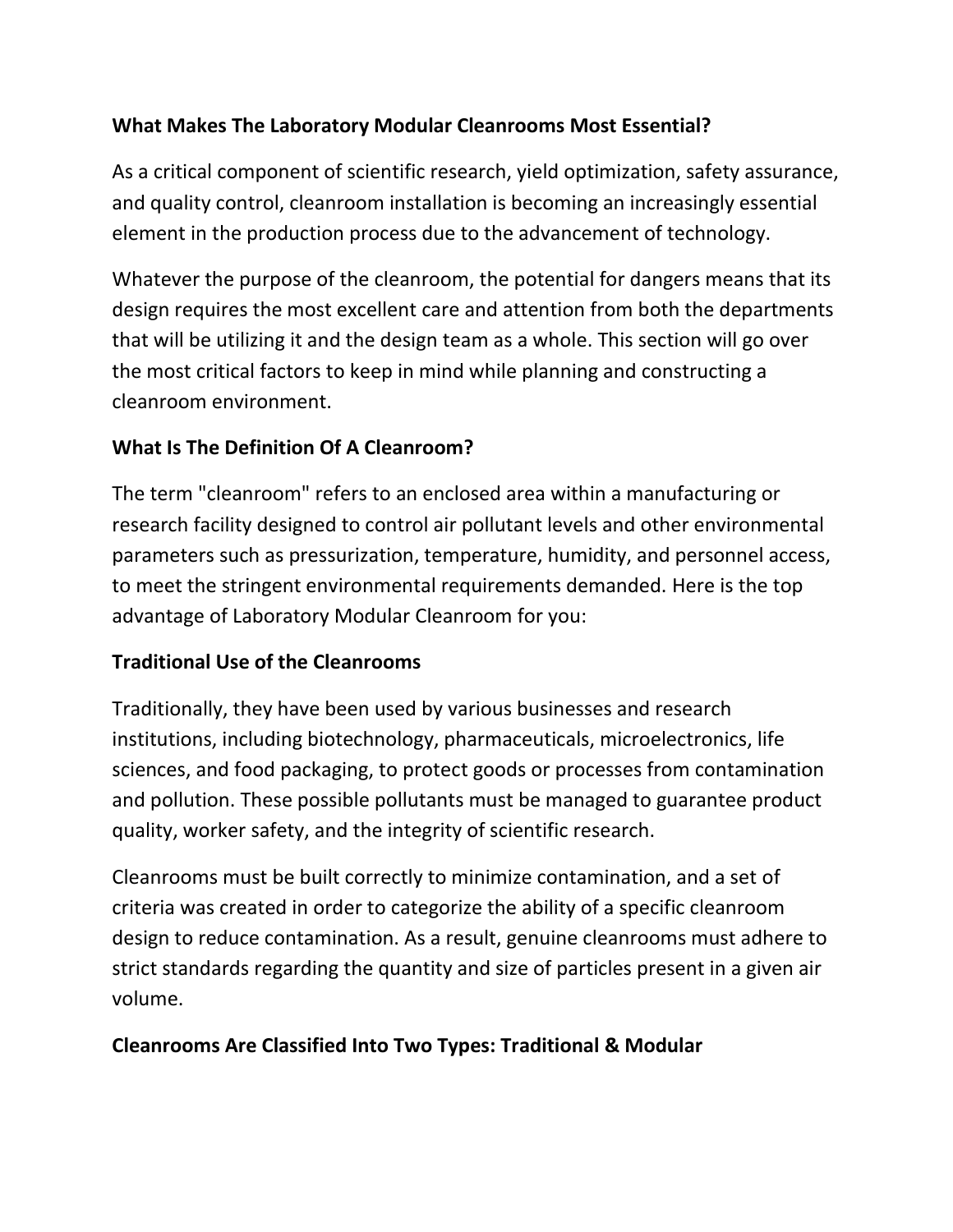# What Makes The Laboratory Modular Cleanrooms Most Essential?

As a critical component of scientific research, yield optimization, safety assurance, and quality control, cleanroom installation is becoming an increasingly essential element in the production process due to the advancement of technology.

Whatever the purpose of the cleanroom, the potential for dangers means that its design requires the most excellent care and attention from both the departments that will be utilizing it and the design team as a whole. This section will go over the most critical factors to keep in mind while planning and constructing a cleanroom environment.

## What Is The Definition Of A Cleanroom?

The term "cleanroom" refers to an enclosed area within a manufacturing or research facility designed to control air pollutant levels and other environmental parameters such as pressurization, temperature, humidity, and personnel access, to meet the stringent environmental requirements demanded. Here is the top advantage of Laboratory Modular Cleanroom for you:

## Traditional Use of the Cleanrooms

Traditionally, they have been used by various businesses and research institutions, including biotechnology, pharmaceuticals, microelectronics, life sciences, and food packaging, to protect goods or processes from contamination and pollution. These possible pollutants must be managed to guarantee product quality, worker safety, and the integrity of scientific research.

Cleanrooms must be built correctly to minimize contamination, and a set of criteria was created in order to categorize the ability of a specific cleanroom design to reduce contamination. As a result, genuine cleanrooms must adhere to strict standards regarding the quantity and size of particles present in a given air volume.

## Cleanrooms Are Classified Into Two Types: Traditional & Modular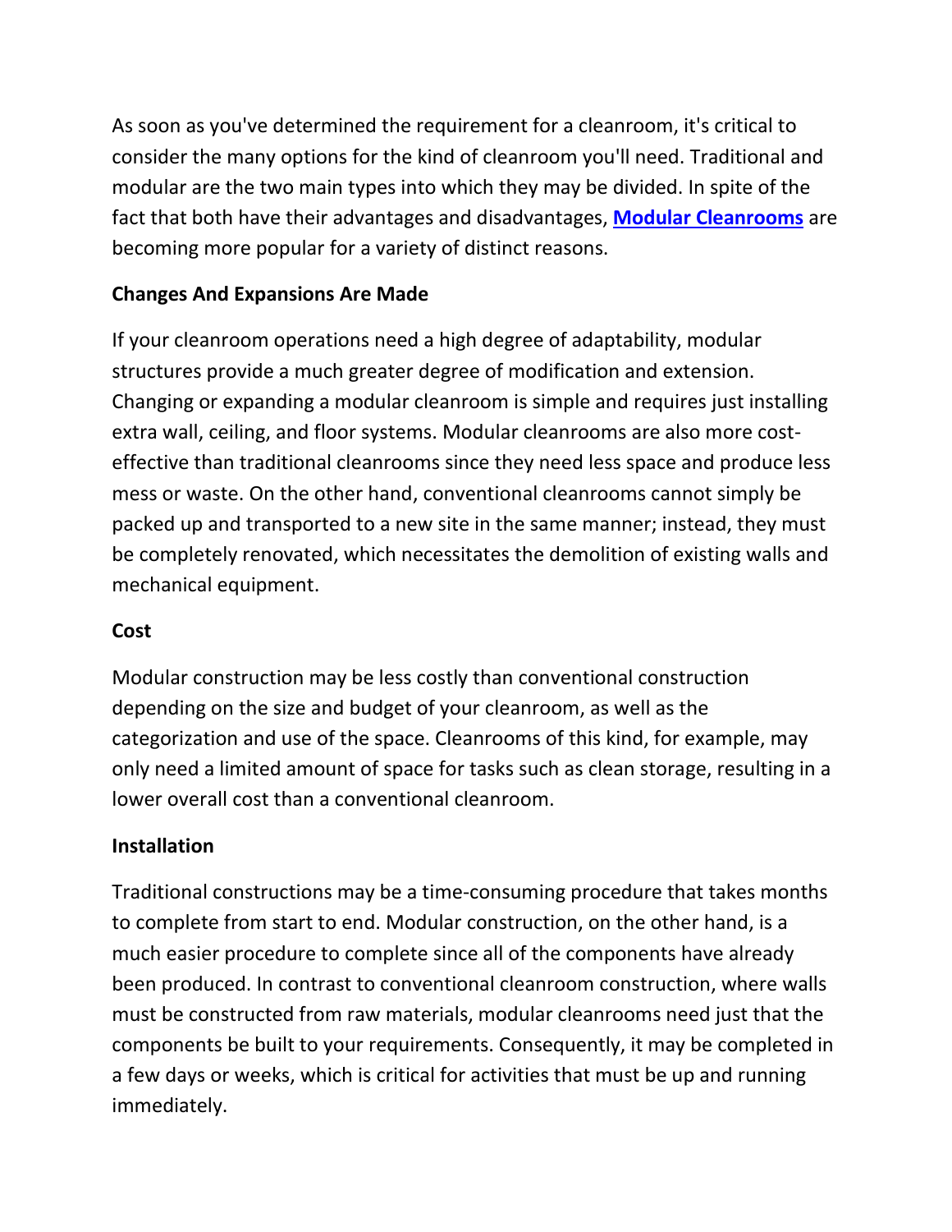As soon as you've determined the requirement for a cleanroom, it's critical to consider the many options for the kind of cleanroom you'll need. Traditional and modular are the two main types into which they may be divided. In spite of the fact that both have their advantages and disadvantages, **Modular Cleanrooms** are becoming more popular for a variety of distinct reasons.

**Changes And Expansions Are Made**

If your cleanroom operations need a high degree of adaptability, modular structures provide a much greater degree of modification and extension. Changing or expanding a modular cleanroom is simple and requires just installing extra wall, ceiling, and floor systems. Modular cleanrooms are also more cost-effective than traditional cleanrooms since they need less space and produce less mess or waste. On the other hand, conventional cleanrooms cannot simply be packed up and transported to a new site in the same manner; instead, they must be completely renovated, which necessitates the demolition of existing walls and mechanical equipment.

**Cost**

Modular construction may be less costly than conventional construction depending on the size and budget of your cleanroom, as well as the categorization and use of the space. Cleanrooms of this kind, for example, may only need a limited amount of space for tasks such as clean storage, resulting in a lower overall cost than a conventional cleanroom.

**Installation**

Traditional constructions may be a time-consuming procedure that takes months to complete from start to end. Modular construction, on the other hand, is a much easier procedure to complete since all of the components have already been produced. In contrast to conventional cleanroom construction, where walls must be constructed from raw materials, modular cleanrooms need just that the components be built to your requirements. Consequently, it may be completed in a few days or weeks, which is critical for activities that must be up and running immediately.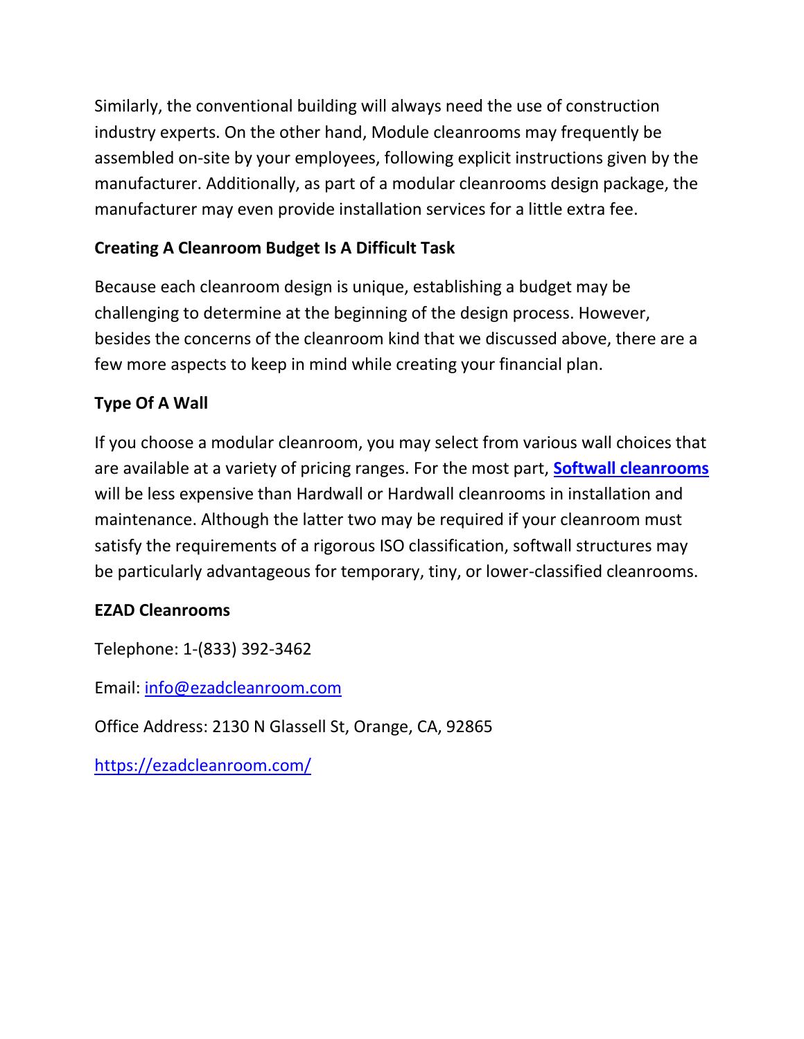Similarly, the conventional building will always need the use of construction industry experts. On the other hand, Module cleanrooms may frequently be assembled on-site by your employees, following explicit instructions given by the manufacturer. Additionally, as part of a modular cleanrooms design package, the manufacturer may even provide installation services for a little extra fee.

### Creating A Cleanroom Budget Is A Difficult Task

Because each cleanroom design is unique, establishing a budget may be challenging to determine at the beginning of the design process. However, besides the concerns of the cleanroom kind that we discussed above, there are a few more aspects to keep in mind while creating your financial plan.

### Type Of A Wall

If you choose a modular cleanroom, you may select from various wall choices that are available at a variety of pricing ranges. For the most part, **Softwall cleanrooms** will be less expensive than Hardwall or Hardwall cleanrooms in installation and maintenance. Although the latter two may be required if your cleanroom must satisfy the requirements of a rigorous ISO classification, softwall structures may be particularly advantageous for temporary, tiny, or lower-classified cleanrooms.

### EZAD Cleanrooms

Telephone: 1-(833) 392-3462

Email: info@ezadcleanroom.com

Office Address: 2130 N Glassell St, Orange, CA, 92865

https://ezadcleanroom.com/